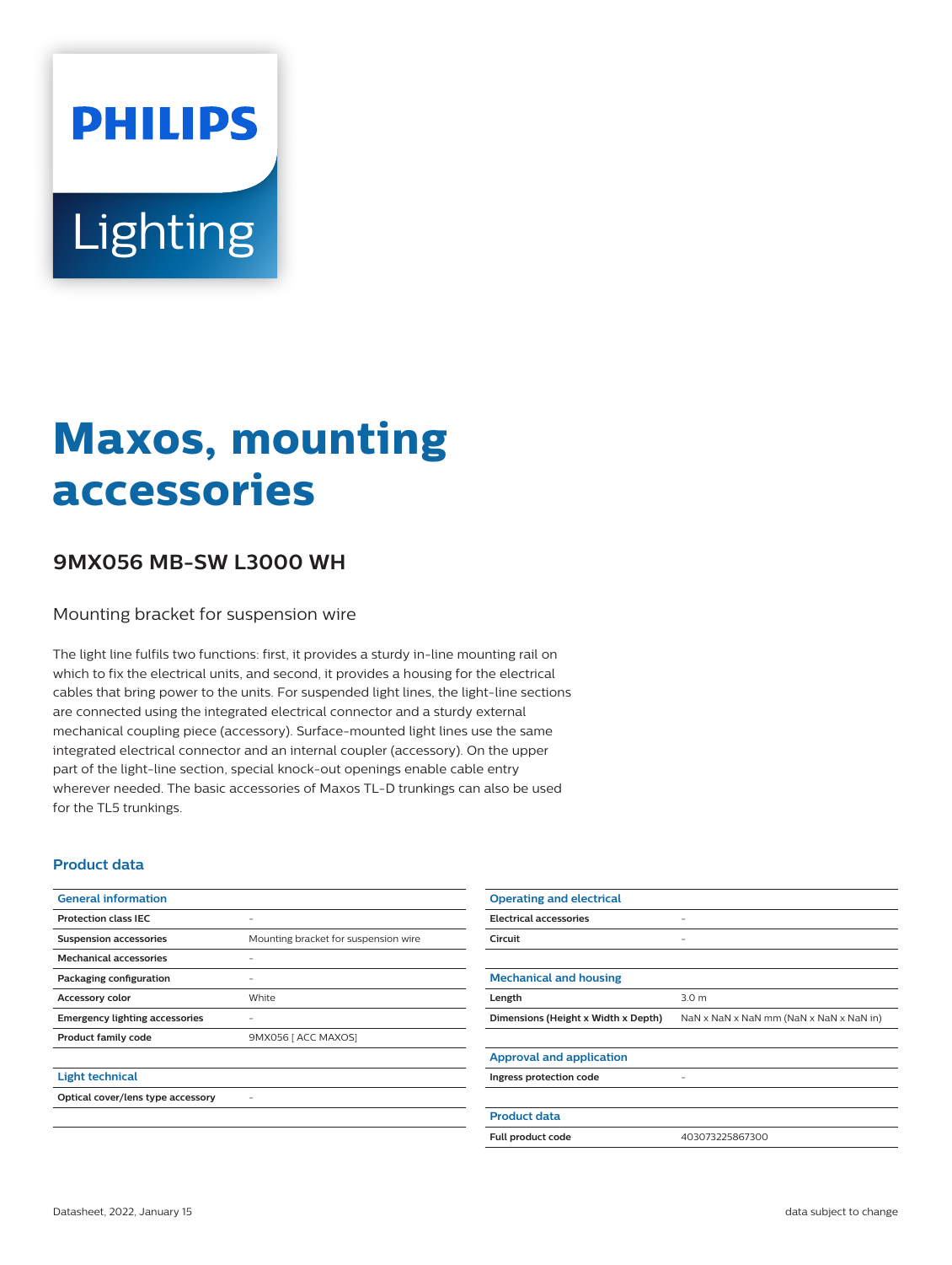PHILIPS

Lighting

# Maxos, mounting accessories

## 9MX056 MB-SW L3000 WH

Mounting bracket for suspension wire

The light line fulfils two functions: first, it provides a sturdy in-line mounting rail on which to fix the electrical units, and second, it provides a housing for the electrical cables that bring power to the units. For suspended light lines, the light-line sections are connected using the integrated electrical connector and a sturdy external mechanical coupling piece (accessory). Surface-mounted light lines use the same integrated electrical connector and an internal coupler (accessory). On the upper part of the light-line section, special knock-out openings enable cable entry wherever needed. The basic accessories of Maxos TL-D trunkings can also be used for the TL5 trunkings.

### Product data

| General information | |
|---|---|
| Protection class IEC | - |
| Suspension accessories | Mounting bracket for suspension wire |
| Mechanical accessories | - |
| Packaging configuration | - |
| Accessory color | White |
| Emergency lighting accessories | - |
| Product family code | 9MX056 [ ACC MAXOS] |

| Light technical | |
|---|---|
| Optical cover/lens type accessory | - |

| Operating and electrical | |
|---|---|
| Electrical accessories | - |
| Circuit | - |

| Mechanical and housing | |
|---|---|
| Length | 3.0 m |
| Dimensions (Height x Width x Depth) | NaN x NaN x NaN mm (NaN x NaN x NaN in) |

| Approval and application | |
|---|---|
| Ingress protection code | - |

| Product data | |
|---|---|
| Full product code | 403073225867300 |

Datasheet, 2022, January 15

data subject to change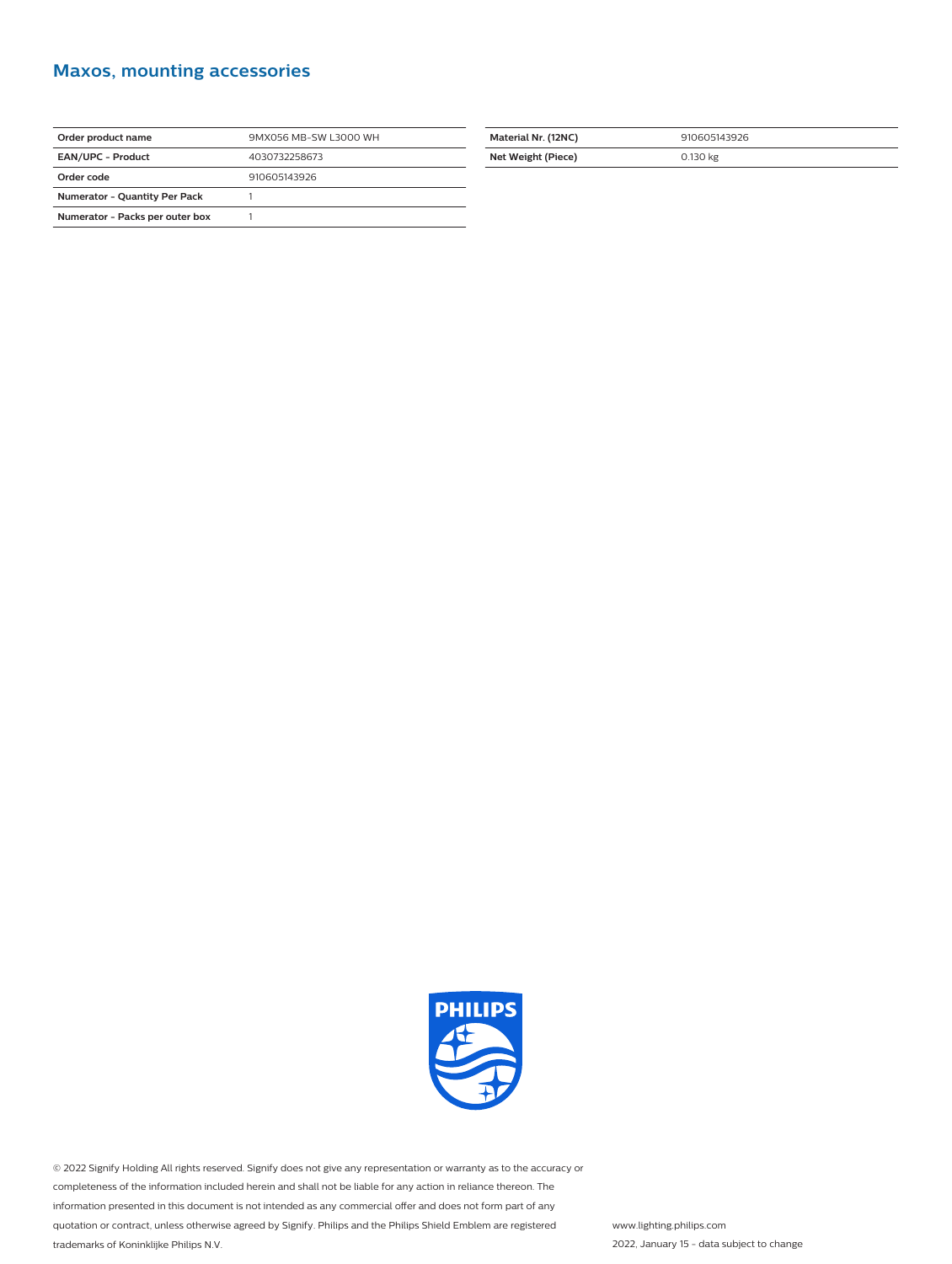## Maxos, mounting accessories

| | |
|---|---|
| **Order product name** | 9MX056 MB-SW L3000 WH |
| **EAN/UPC - Product** | 4030732258673 |
| **Order code** | 910605143926 |
| **Numerator - Quantity Per Pack** | 1 |
| **Numerator - Packs per outer box** | 1 |

| | |
|---|---|
| **Material Nr. (12NC)** | 910605143926 |
| **Net Weight (Piece)** | 0.130 kg |

© 2022 Signify Holding All rights reserved. Signify does not give any representation or warranty as to the accuracy or completeness of the information included herein and shall not be liable for any action in reliance thereon. The information presented in this document is not intended as any commercial offer and does not form part of any quotation or contract, unless otherwise agreed by Signify. Philips and the Philips Shield Emblem are registered trademarks of Koninklijke Philips N.V.

www.lighting.philips.com

2022, January 15 - data subject to change